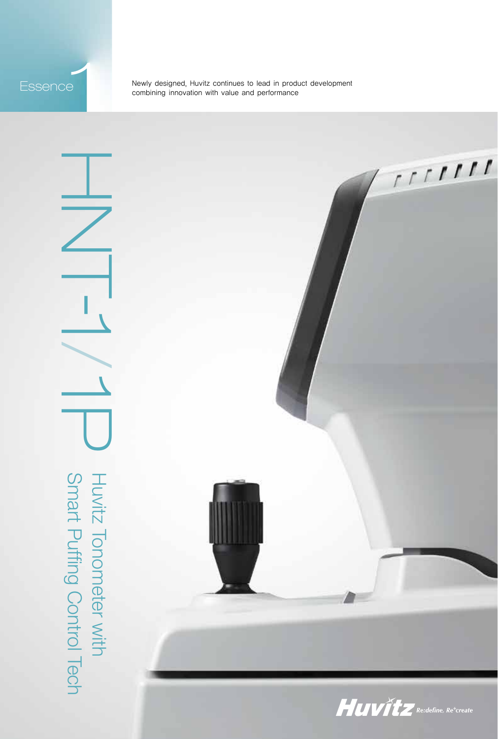Essence 1

Newly designed, Huvitz continues to lead in product development combining innovation with value and performance

# HNT-1/1P

## Huvitz Tonometer with Smart Puffing Control Tech

Huvitz Re:define, Re*create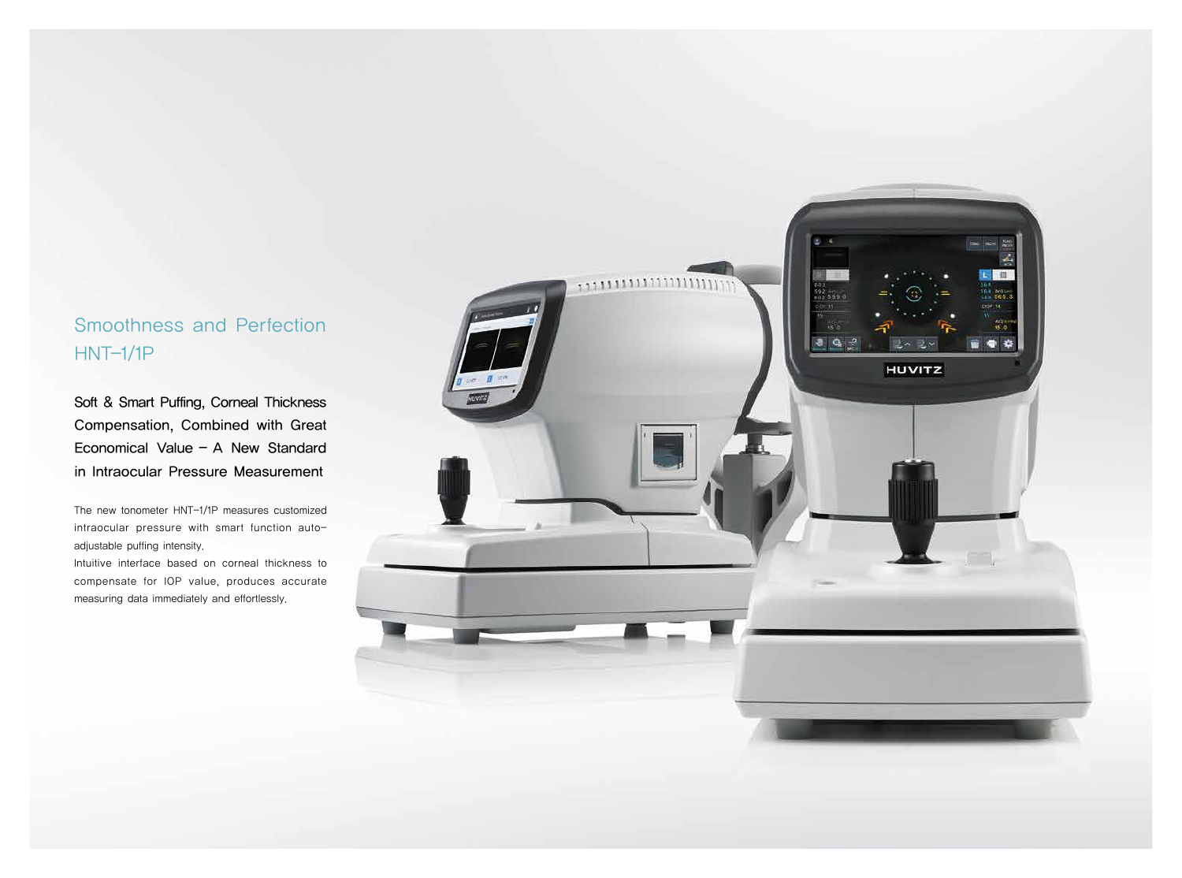## Smoothness and Perfection HNT-1/1P

**Soft & Smart Puffing, Corneal Thickness Compensation, Combined with Great Economical Value – A New Standard in Intraocular Pressure Measurement**

The new tonometer HNT-1/1P measures customized intraocular pressure with smart function auto-adjustable puffing intensity.
Intuitive interface based on corneal thickness to compensate for IOP value, produces accurate measuring data immediately and effortlessly.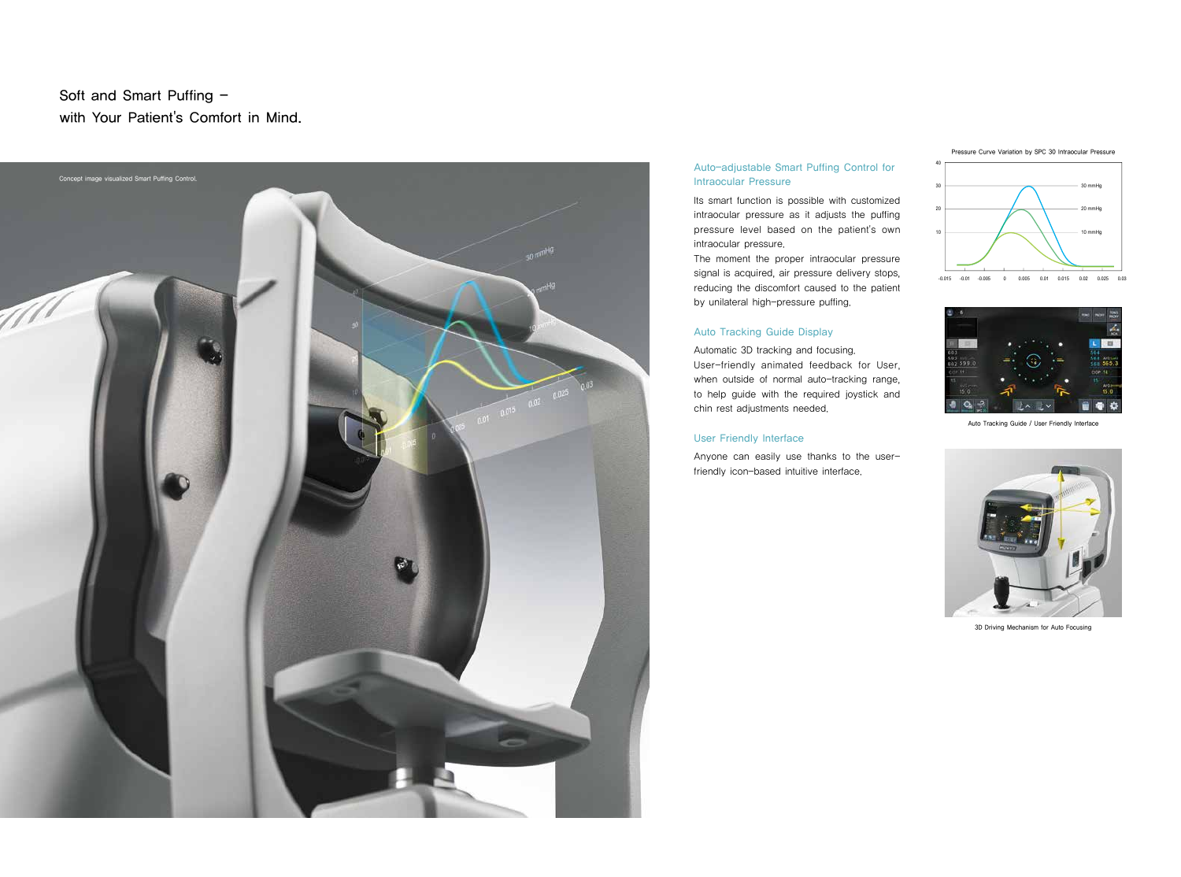## Soft and Smart Puffing –
## with Your Patient's Comfort in Mind.

Concept image visualized Smart Puffing Control.

### Auto-adjustable Smart Puffing Control for Intraocular Pressure

Its smart function is possible with customized intraocular pressure as it adjusts the puffing pressure level based on the patient's own intraocular pressure.

The moment the proper intraocular pressure signal is acquired, air pressure delivery stops, reducing the discomfort caused to the patient by unilateral high-pressure puffing.

### Auto Tracking Guide Display

Automatic 3D tracking and focusing.

User-friendly animated feedback for User, when outside of normal auto-tracking range, to help guide with the required joystick and chin rest adjustments needed.

### User Friendly Interface

Anyone can easily use thanks to the user-friendly icon-based intuitive interface.

Pressure Curve Variation by SPC 30 Intraocular Pressure

Auto Tracking Guide / User Friendly Interface

3D Driving Mechanism for Auto Focusing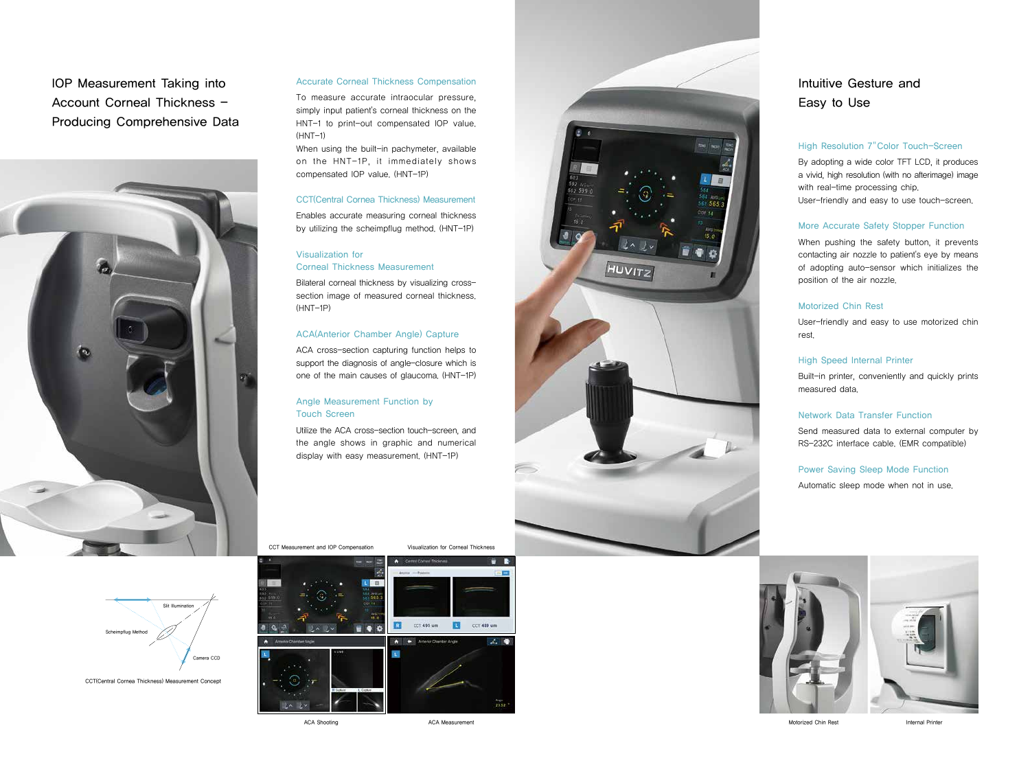# IOP Measurement Taking into Account Corneal Thickness – Producing Comprehensive Data

### Accurate Corneal Thickness Compensation

To measure accurate intraocular pressure, simply input patient's corneal thickness on the HNT-1 to print-out compensated IOP value. (HNT-1)

When using the built-in pachymeter, available on the HNT-1P, it immediately shows compensated IOP value. (HNT-1P)

### CCT(Central Cornea Thickness) Measurement

Enables accurate measuring corneal thickness by utilizing the scheimpflug method. (HNT-1P)

### Visualization for Corneal Thickness Measurement

Bilateral corneal thickness by visualizing cross-section image of measured corneal thickness. (HNT-1P)

### ACA(Anterior Chamber Angle) Capture

ACA cross-section capturing function helps to support the diagnosis of angle-closure which is one of the main causes of glaucoma. (HNT-1P)

### Angle Measurement Function by Touch Screen

Utilize the ACA cross-section touch-screen, and the angle shows in graphic and numerical display with easy measurement. (HNT-1P)

Slit Illumination

Scheimpflug Method

Camera CCD

CCT(Central Cornea Thickness) Measurement Concept

CCT Measurement and IOP Compensation

Visualization for Corneal Thickness

ACA Shooting

ACA Measurement

# Intuitive Gesture and Easy to Use

### High Resolution 7" Color Touch-Screen

By adopting a wide color TFT LCD, it produces a vivid, high resolution (with no afterimage) image with real-time processing chip.

User-friendly and easy to use touch-screen.

### More Accurate Safety Stopper Function

When pushing the safety button, it prevents contacting air nozzle to patient's eye by means of adopting auto-sensor which initializes the position of the air nozzle.

### Motorized Chin Rest

User-friendly and easy to use motorized chin rest.

### High Speed Internal Printer

Built-in printer, conveniently and quickly prints measured data.

### Network Data Transfer Function

Send measured data to external computer by RS-232C interface cable. (EMR compatible)

### Power Saving Sleep Mode Function

Automatic sleep mode when not in use.

Motorized Chin Rest

Internal Printer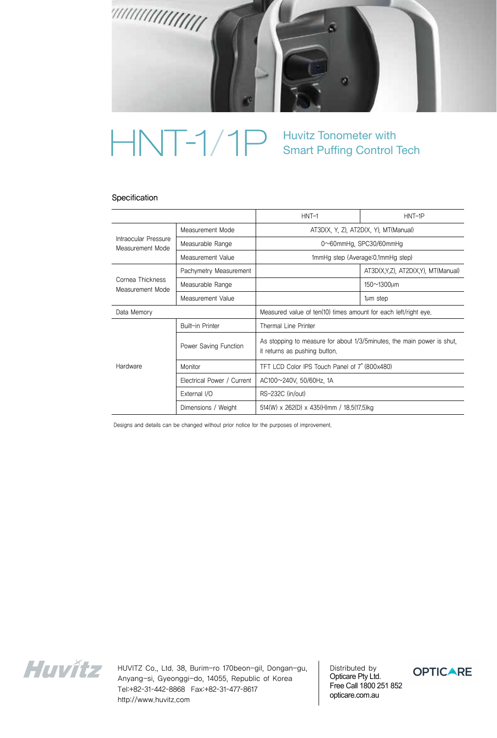# HNT-1/1P

Huvitz Tonometer with Smart Puffing Control Tech

## Specification

| | | HNT-1 | HNT-1P |
|---|---|---|---|
| Intraocular Pressure Measurement Mode | Measurement Mode | AT3D(X, Y, Z), AT2D(X, Y), MT(Manual) | |
| | Measurable Range | 0~60mmHg, SPC30/60mmHg | |
| | Measurement Value | 1mmHg step (Average:0.1mmHg step) | |
| Cornea Thickness Measurement Mode | Pachymetry Measurement | | AT3D(X,Y,Z), AT2D(X,Y), MT(Manual) |
| | Measurable Range | | 150~1300μm |
| | Measurement Value | | 1μm step |
| Data Memory | | Measured value of ten(10) times amount for each left/right eye. | |
| Hardware | Built-in Printer | Thermal Line Printer | |
| | Power Saving Function | As stopping to measure for about 1/3/5minutes, the main power is shut, it returns as pushing button. | |
| | Monitor | TFT LCD Color IPS Touch Panel of 7" (800x480) | |
| | Electrical Power / Current | AC100~240V, 50/60Hz, 1A | |
| | External I/O | RS-232C (in/out) | |
| | Dimensions / Weight | 514(W) x 262(D) x 435(H)mm / 18.5(17.5)kg | |

Designs and details can be changed without prior notice for the purposes of improvement.

Huvitz

HUVITZ Co., Ltd. 38, Burim-ro 170beon-gil, Dongan-gu, Anyang-si, Gyeonggi-do, 14055, Republic of Korea
Tel:+82-31-442-8868 Fax:+82-31-477-8617
http://www.huvitz.com

Distributed by
Opticare Pty Ltd.
Free Call 1800 251 852
opticare.com.au

OPTICARE